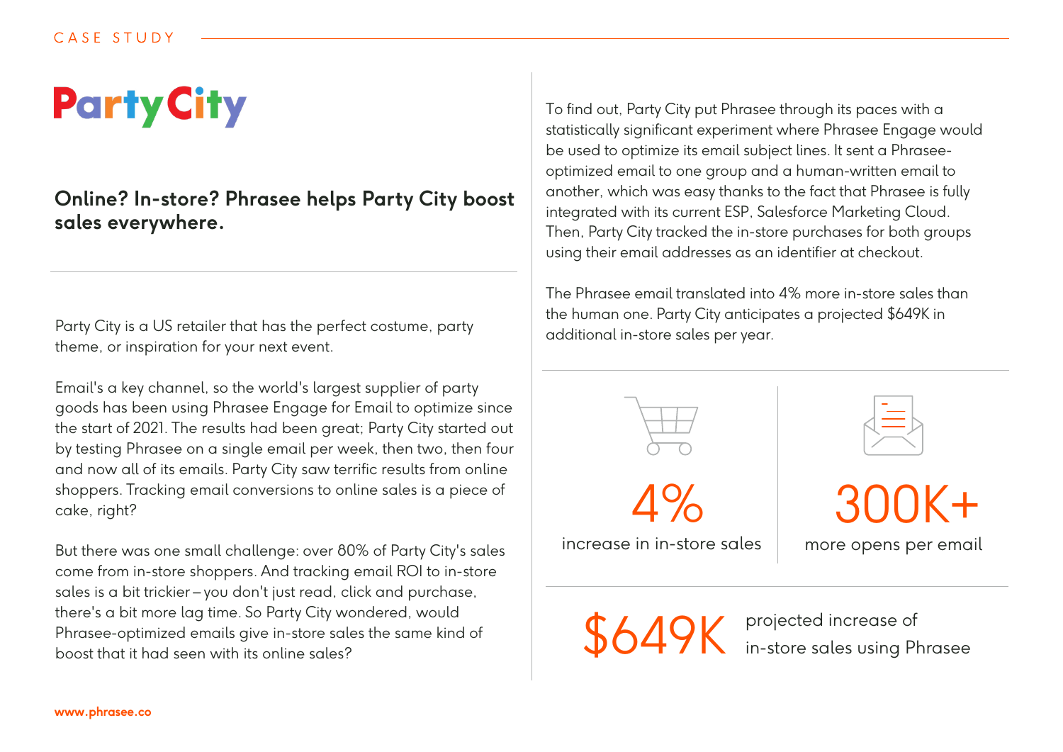CASE STUDY

# Party City

## Online? In-store? Phrasee helps Party City boost sales everywhere.

Party City is a US retailer that has the perfect costume, party theme, or inspiration for your next event.

Email's a key channel, so the world's largest supplier of party goods has been using Phrasee Engage for Email to optimize since the start of 2021. The results had been great; Party City started out by testing Phrasee on a single email per week, then two, then four and now all of its emails. Party City saw terrific results from online shoppers. Tracking email conversions to online sales is a piece of cake, right?

But there was one small challenge: over 80% of Party City's sales come from in-store shoppers. And tracking email ROI to in-store sales is a bit trickier – you don't just read, click and purchase, there's a bit more lag time. So Party City wondered, would Phrasee-optimized emails give in-store sales the same kind of boost that it had seen with its online sales?

To find out, Party City put Phrasee through its paces with a statistically significant experiment where Phrasee Engage would be used to optimize its email subject lines. It sent a Phrasee-optimized email to one group and a human-written email to another, which was easy thanks to the fact that Phrasee is fully integrated with its current ESP, Salesforce Marketing Cloud. Then, Party City tracked the in-store purchases for both groups using their email addresses as an identifier at checkout.

The Phrasee email translated into 4% more in-store sales than the human one. Party City anticipates a projected $649K in additional in-store sales per year.

**4%**
increase in in-store sales

**300K+**
more opens per email

**$649K**
projected increase of in-store sales using Phrasee

www.phrasee.co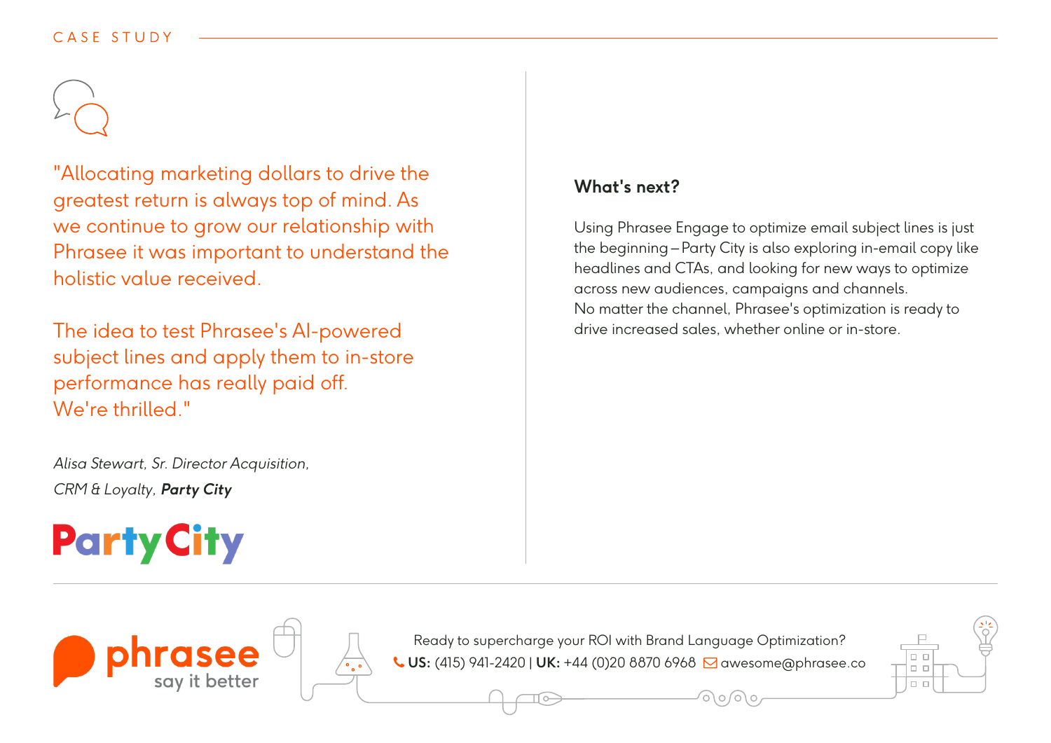CASE STUDY

"Allocating marketing dollars to drive the greatest return is always top of mind. As we continue to grow our relationship with Phrasee it was important to understand the holistic value received.

The idea to test Phrasee's AI-powered subject lines and apply them to in-store performance has really paid off. We're thrilled."

*Alisa Stewart, Sr. Director Acquisition, CRM & Loyalty,* ***Party City***

Party City

### What's next?

Using Phrasee Engage to optimize email subject lines is just the beginning – Party City is also exploring in-email copy like headlines and CTAs, and looking for new ways to optimize across new audiences, campaigns and channels.
No matter the channel, Phrasee's optimization is ready to drive increased sales, whether online or in-store.

phrasee
say it better

Ready to supercharge your ROI with Brand Language Optimization?
**US:** (415) 941-2420 | **UK:** +44 (0)20 8870 6968 awesome@phrasee.co